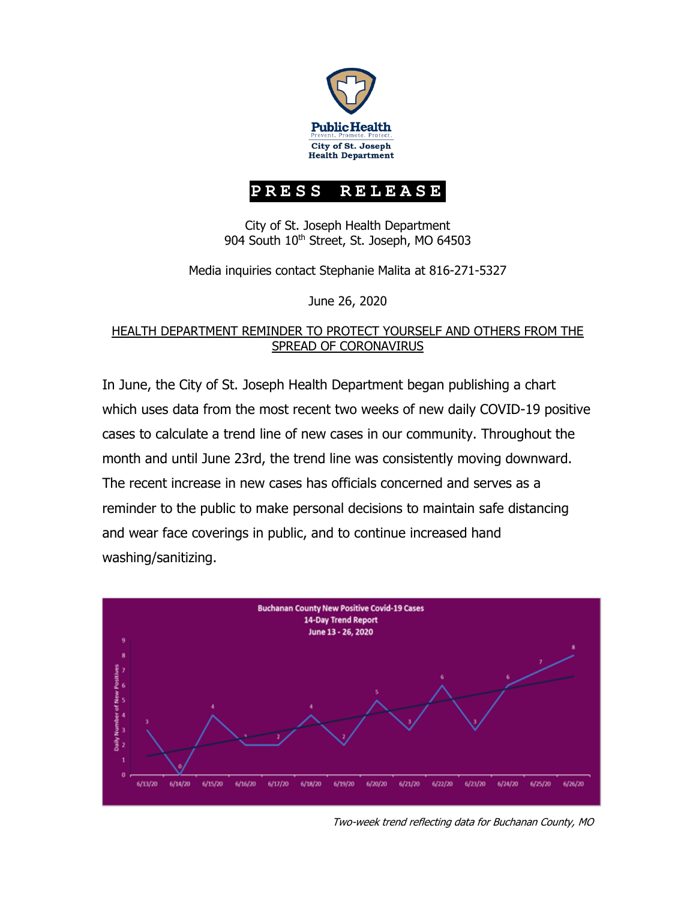Public Health
Prevent. Promote. Protect.
City of St. Joseph
Health Department

# PRESS RELEASE

City of St. Joseph Health Department
904 South 10th Street, St. Joseph, MO 64503

Media inquiries contact Stephanie Malita at 816-271-5327

June 26, 2020

## HEALTH DEPARTMENT REMINDER TO PROTECT YOURSELF AND OTHERS FROM THE SPREAD OF CORONAVIRUS

In June, the City of St. Joseph Health Department began publishing a chart which uses data from the most recent two weeks of new daily COVID-19 positive cases to calculate a trend line of new cases in our community. Throughout the month and until June 23rd, the trend line was consistently moving downward. The recent increase in new cases has officials concerned and serves as a reminder to the public to make personal decisions to maintain safe distancing and wear face coverings in public, and to continue increased hand washing/sanitizing.

**Buchanan County New Positive Covid-19 Cases**
**14-Day Trend Report**
**June 13 - 26, 2020**

| Date | Daily Number of New Positives |
|---|---|
| 6/13/20 | 3 |
| 6/14/20 | 0 |
| 6/15/20 | 4 |
| 6/16/20 | 2 |
| 6/17/20 | 2 |
| 6/18/20 | 4 |
| 6/19/20 | 2 |
| 6/20/20 | 5 |
| 6/21/20 | 3 |
| 6/22/20 | 6 |
| 6/23/20 | 3 |
| 6/24/20 | 6 |
| 6/25/20 | 7 |
| 6/26/20 | 8 |

*Two-week trend reflecting data for Buchanan County, MO*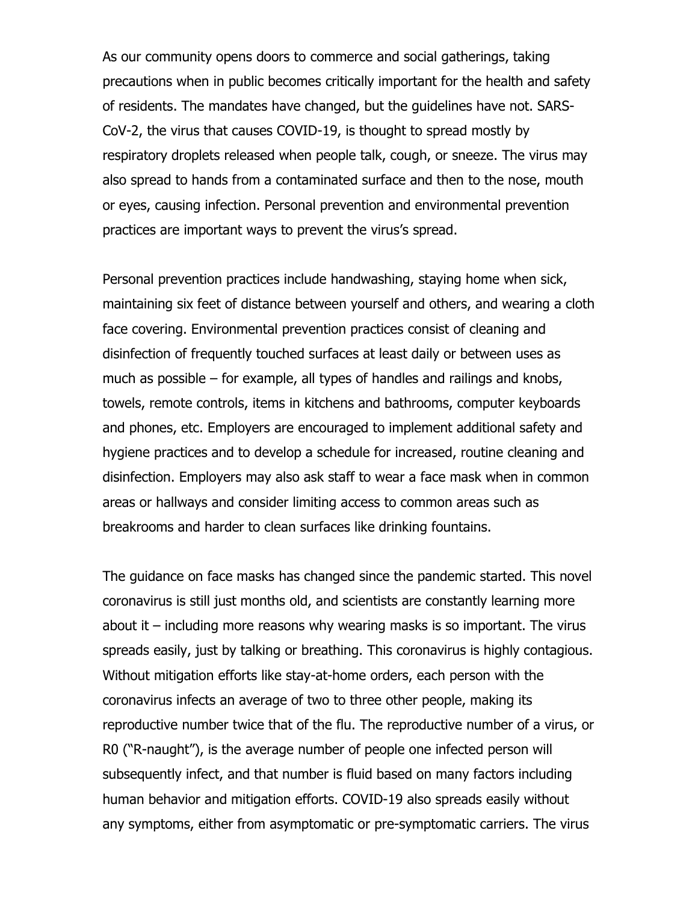As our community opens doors to commerce and social gatherings, taking precautions when in public becomes critically important for the health and safety of residents. The mandates have changed, but the guidelines have not. SARS-CoV-2, the virus that causes COVID-19, is thought to spread mostly by respiratory droplets released when people talk, cough, or sneeze. The virus may also spread to hands from a contaminated surface and then to the nose, mouth or eyes, causing infection. Personal prevention and environmental prevention practices are important ways to prevent the virus's spread.

Personal prevention practices include handwashing, staying home when sick, maintaining six feet of distance between yourself and others, and wearing a cloth face covering. Environmental prevention practices consist of cleaning and disinfection of frequently touched surfaces at least daily or between uses as much as possible – for example, all types of handles and railings and knobs, towels, remote controls, items in kitchens and bathrooms, computer keyboards and phones, etc. Employers are encouraged to implement additional safety and hygiene practices and to develop a schedule for increased, routine cleaning and disinfection. Employers may also ask staff to wear a face mask when in common areas or hallways and consider limiting access to common areas such as breakrooms and harder to clean surfaces like drinking fountains.

The guidance on face masks has changed since the pandemic started. This novel coronavirus is still just months old, and scientists are constantly learning more about it – including more reasons why wearing masks is so important. The virus spreads easily, just by talking or breathing. This coronavirus is highly contagious. Without mitigation efforts like stay-at-home orders, each person with the coronavirus infects an average of two to three other people, making its reproductive number twice that of the flu. The reproductive number of a virus, or R0 ("R-naught"), is the average number of people one infected person will subsequently infect, and that number is fluid based on many factors including human behavior and mitigation efforts. COVID-19 also spreads easily without any symptoms, either from asymptomatic or pre-symptomatic carriers. The virus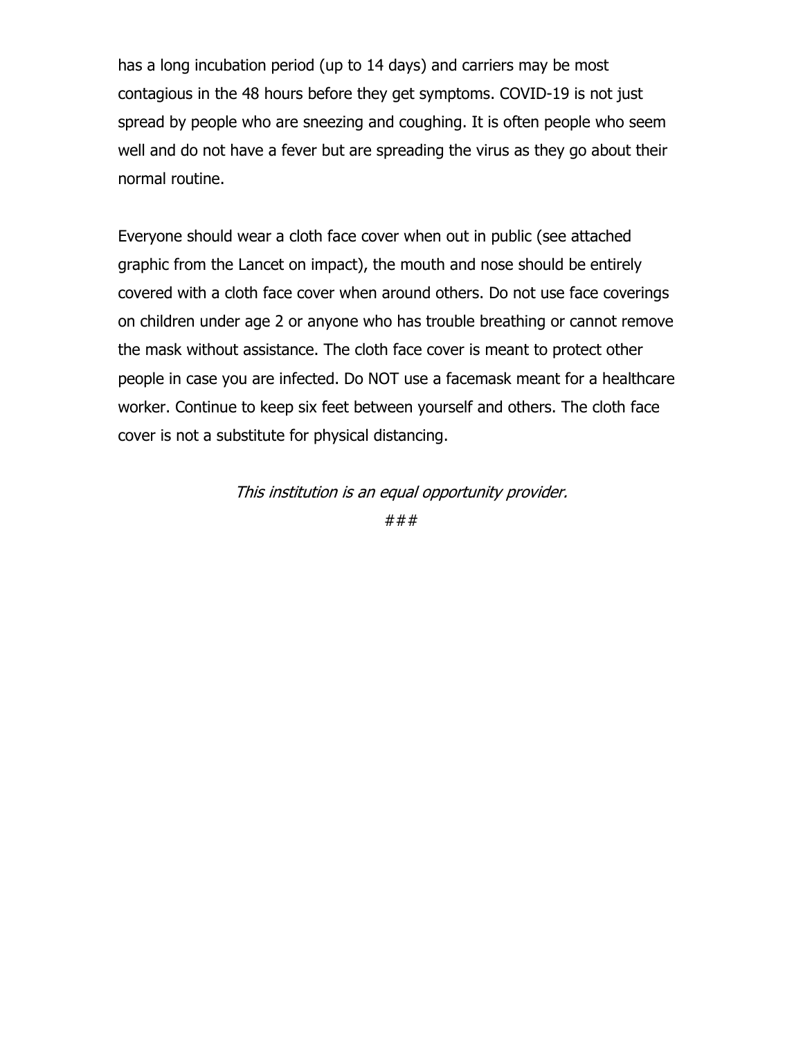has a long incubation period (up to 14 days) and carriers may be most contagious in the 48 hours before they get symptoms. COVID-19 is not just spread by people who are sneezing and coughing. It is often people who seem well and do not have a fever but are spreading the virus as they go about their normal routine.

Everyone should wear a cloth face cover when out in public (see attached graphic from the Lancet on impact), the mouth and nose should be entirely covered with a cloth face cover when around others. Do not use face coverings on children under age 2 or anyone who has trouble breathing or cannot remove the mask without assistance. The cloth face cover is meant to protect other people in case you are infected. Do NOT use a facemask meant for a healthcare worker. Continue to keep six feet between yourself and others. The cloth face cover is not a substitute for physical distancing.

*This institution is an equal opportunity provider.*

###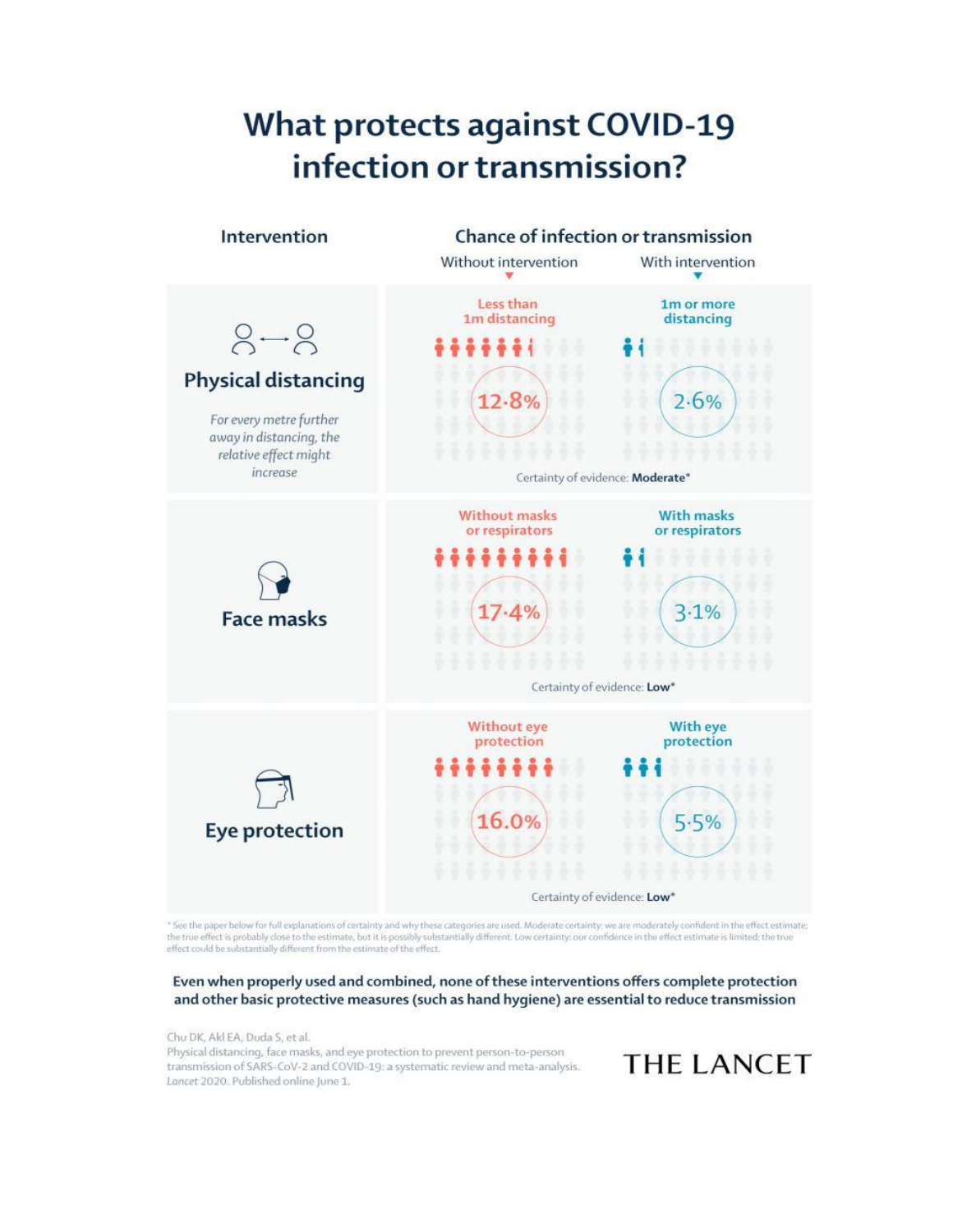# What protects against COVID-19 infection or transmission?

**Intervention**

**Chance of infection or transmission**

Without intervention

With intervention

## Physical distancing

*For every metre further away in distancing, the relative effect might increase*

Less than 1m distancing

12·8%

1m or more distancing

2·6%

Certainty of evidence: **Moderate***

## Face masks

Without masks or respirators

17·4%

With masks or respirators

3·1%

Certainty of evidence: **Low***

## Eye protection

Without eye protection

16·0%

With eye protection

5·5%

Certainty of evidence: **Low***

* See the paper below for full explanations of certainty and why these categories are used. Moderate certainty: we are moderately confident in the effect estimate; the true effect is probably close to the estimate, but it is possibly substantially different. Low certainty: our confidence in the effect estimate is limited; the true effect could be substantially different from the estimate of the effect.

**Even when properly used and combined, none of these interventions offers complete protection and other basic protective measures (such as hand hygiene) are essential to reduce transmission**

Chu DK, Akl EA, Duda S, et al.
Physical distancing, face masks, and eye protection to prevent person-to-person transmission of SARS-CoV-2 and COVID-19: a systematic review and meta-analysis.
*Lancet* 2020. Published online June 1.

THE LANCET